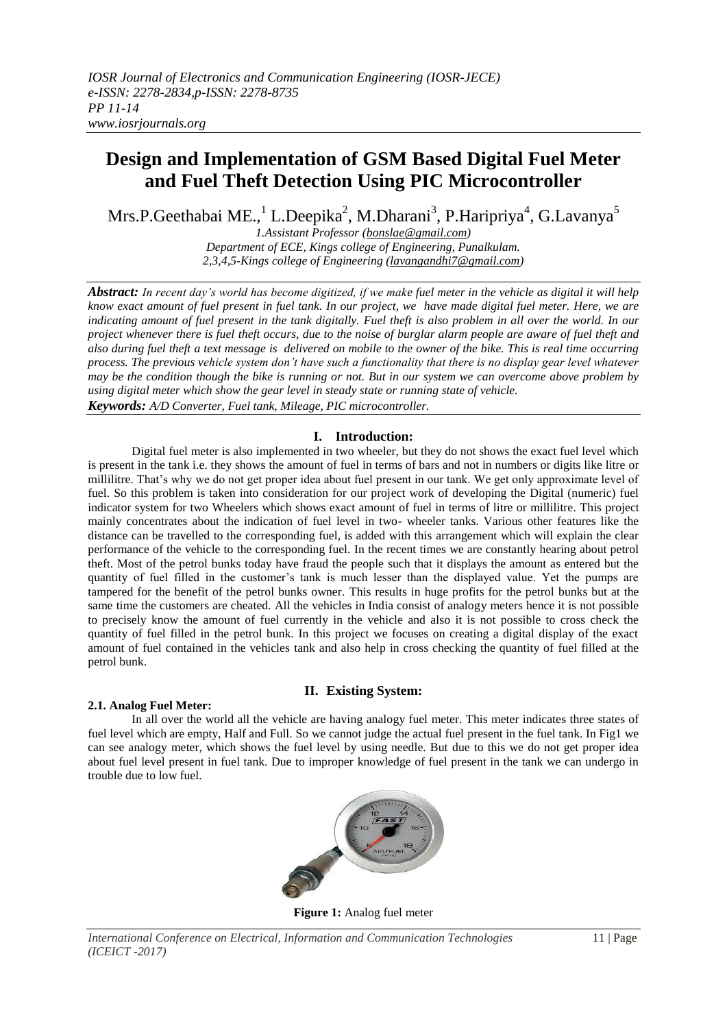# Design and Implementation of GSM Based Digital Fuel Meter and Fuel Theft Detection Using PIC Microcontroller

Mrs.P.Geethabai ME.,[1] L.Deepika[2], M.Dharani[3], P.Haripriya[4], G.Lavanya[5]

*1.Assistant Professor (bonslae@gmail.com)*
*Department of ECE, Kings college of Engineering, Punalkulam.*
*2,3,4,5-Kings college of Engineering (lavangandhi7@gmail.com)*

***Abstract:*** *In recent day's world has become digitized, if we make fuel meter in the vehicle as digital it will help know exact amount of fuel present in fuel tank. In our project, we have made digital fuel meter. Here, we are indicating amount of fuel present in the tank digitally. Fuel theft is also problem in all over the world. In our project whenever there is fuel theft occurs, due to the noise of burglar alarm people are aware of fuel theft and also during fuel theft a text message is delivered on mobile to the owner of the bike. This is real time occurring process. The previous vehicle system don't have such a functionality that there is no display gear level whatever may be the condition though the bike is running or not. But in our system we can overcome above problem by using digital meter which show the gear level in steady state or running state of vehicle.*

***Keywords:*** *A/D Converter, Fuel tank, Mileage, PIC microcontroller.*

## I. Introduction:

Digital fuel meter is also implemented in two wheeler, but they do not shows the exact fuel level which is present in the tank i.e. they shows the amount of fuel in terms of bars and not in numbers or digits like litre or millilitre. That's why we do not get proper idea about fuel present in our tank. We get only approximate level of fuel. So this problem is taken into consideration for our project work of developing the Digital (numeric) fuel indicator system for two Wheelers which shows exact amount of fuel in terms of litre or millilitre. This project mainly concentrates about the indication of fuel level in two- wheeler tanks. Various other features like the distance can be travelled to the corresponding fuel, is added with this arrangement which will explain the clear performance of the vehicle to the corresponding fuel. In the recent times we are constantly hearing about petrol theft. Most of the petrol bunks today have fraud the people such that it displays the amount as entered but the quantity of fuel filled in the customer's tank is much lesser than the displayed value. Yet the pumps are tampered for the benefit of the petrol bunks owner. This results in huge profits for the petrol bunks but at the same time the customers are cheated. All the vehicles in India consist of analogy meters hence it is not possible to precisely know the amount of fuel currently in the vehicle and also it is not possible to cross check the quantity of fuel filled in the petrol bunk. In this project we focuses on creating a digital display of the exact amount of fuel contained in the vehicles tank and also help in cross checking the quantity of fuel filled at the petrol bunk.

## II. Existing System:

### 2.1. Analog Fuel Meter:

In all over the world all the vehicle are having analogy fuel meter. This meter indicates three states of fuel level which are empty, Half and Full. So we cannot judge the actual fuel present in the fuel tank. In Fig1 we can see analogy meter, which shows the fuel level by using needle. But due to this we do not get proper idea about fuel level present in fuel tank. Due to improper knowledge of fuel present in the tank we can undergo in trouble due to low fuel.

**Figure 1:** Analog fuel meter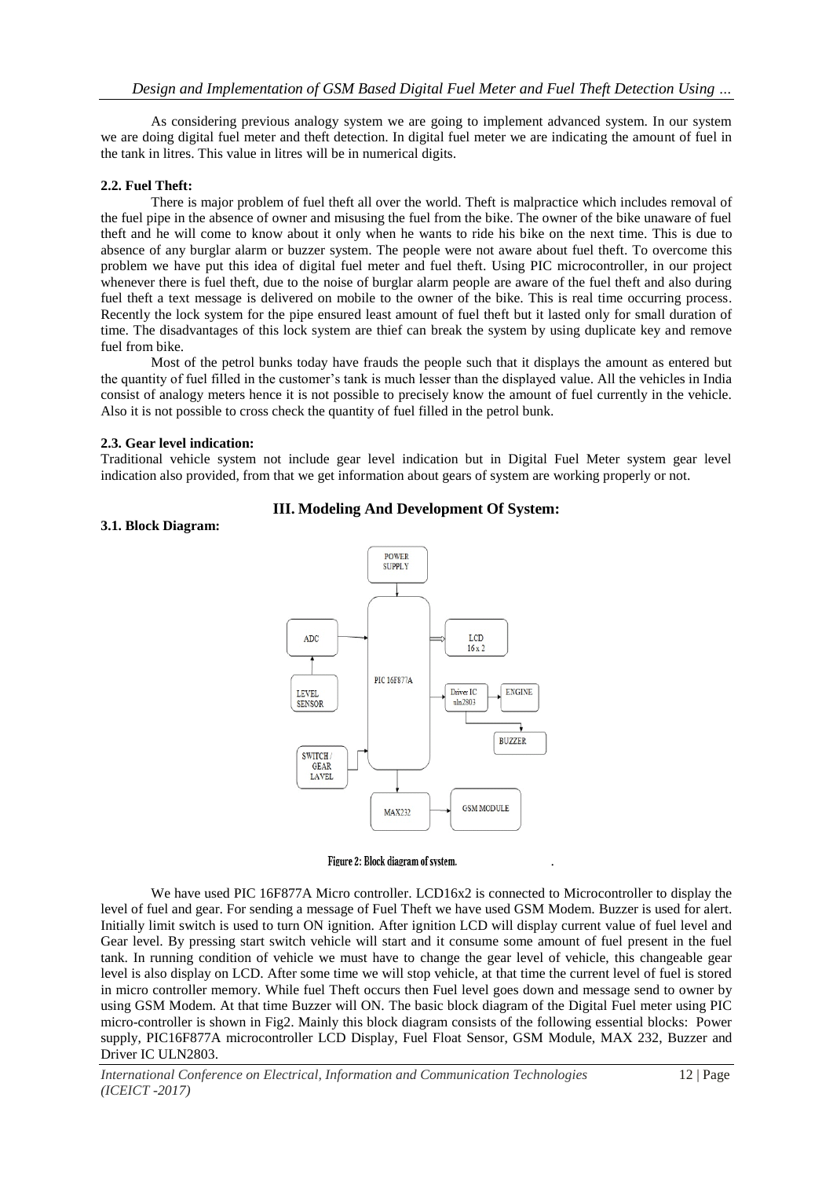As considering previous analogy system we are going to implement advanced system. In our system we are doing digital fuel meter and theft detection. In digital fuel meter we are indicating the amount of fuel in the tank in litres. This value in litres will be in numerical digits.

### 2.2. Fuel Theft:

There is major problem of fuel theft all over the world. Theft is malpractice which includes removal of the fuel pipe in the absence of owner and misusing the fuel from the bike. The owner of the bike unaware of fuel theft and he will come to know about it only when he wants to ride his bike on the next time. This is due to absence of any burglar alarm or buzzer system. The people were not aware about fuel theft. To overcome this problem we have put this idea of digital fuel meter and fuel theft. Using PIC microcontroller, in our project whenever there is fuel theft, due to the noise of burglar alarm people are aware of the fuel theft and also during fuel theft a text message is delivered on mobile to the owner of the bike. This is real time occurring process. Recently the lock system for the pipe ensured least amount of fuel theft but it lasted only for small duration of time. The disadvantages of this lock system are thief can break the system by using duplicate key and remove fuel from bike.

Most of the petrol bunks today have frauds the people such that it displays the amount as entered but the quantity of fuel filled in the customer's tank is much lesser than the displayed value. All the vehicles in India consist of analogy meters hence it is not possible to precisely know the amount of fuel currently in the vehicle. Also it is not possible to cross check the quantity of fuel filled in the petrol bunk.

### 2.3. Gear level indication:

Traditional vehicle system not include gear level indication but in Digital Fuel Meter system gear level indication also provided, from that we get information about gears of system are working properly or not.

## III. Modeling And Development Of System:

### 3.1. Block Diagram:

POWER SUPPLY

ADC

LEVEL SENSOR

PIC 16F877A

LCD 16 x 2

Driver IC uln2803

ENGINE

BUZZER

SWITCH / GEAR LAVEL

MAX232

GSM MODULE

Figure 2: Block diagram of system.

We have used PIC 16F877A Micro controller. LCD16x2 is connected to Microcontroller to display the level of fuel and gear. For sending a message of Fuel Theft we have used GSM Modem. Buzzer is used for alert. Initially limit switch is used to turn ON ignition. After ignition LCD will display current value of fuel level and Gear level. By pressing start switch vehicle will start and it consume some amount of fuel present in the fuel tank. In running condition of vehicle we must have to change the gear level of vehicle, this changeable gear level is also display on LCD. After some time we will stop vehicle, at that time the current level of fuel is stored in micro controller memory. While fuel Theft occurs then Fuel level goes down and message send to owner by using GSM Modem. At that time Buzzer will ON. The basic block diagram of the Digital Fuel meter using PIC micro-controller is shown in Fig2. Mainly this block diagram consists of the following essential blocks: Power supply, PIC16F877A microcontroller LCD Display, Fuel Float Sensor, GSM Module, MAX 232, Buzzer and Driver IC ULN2803.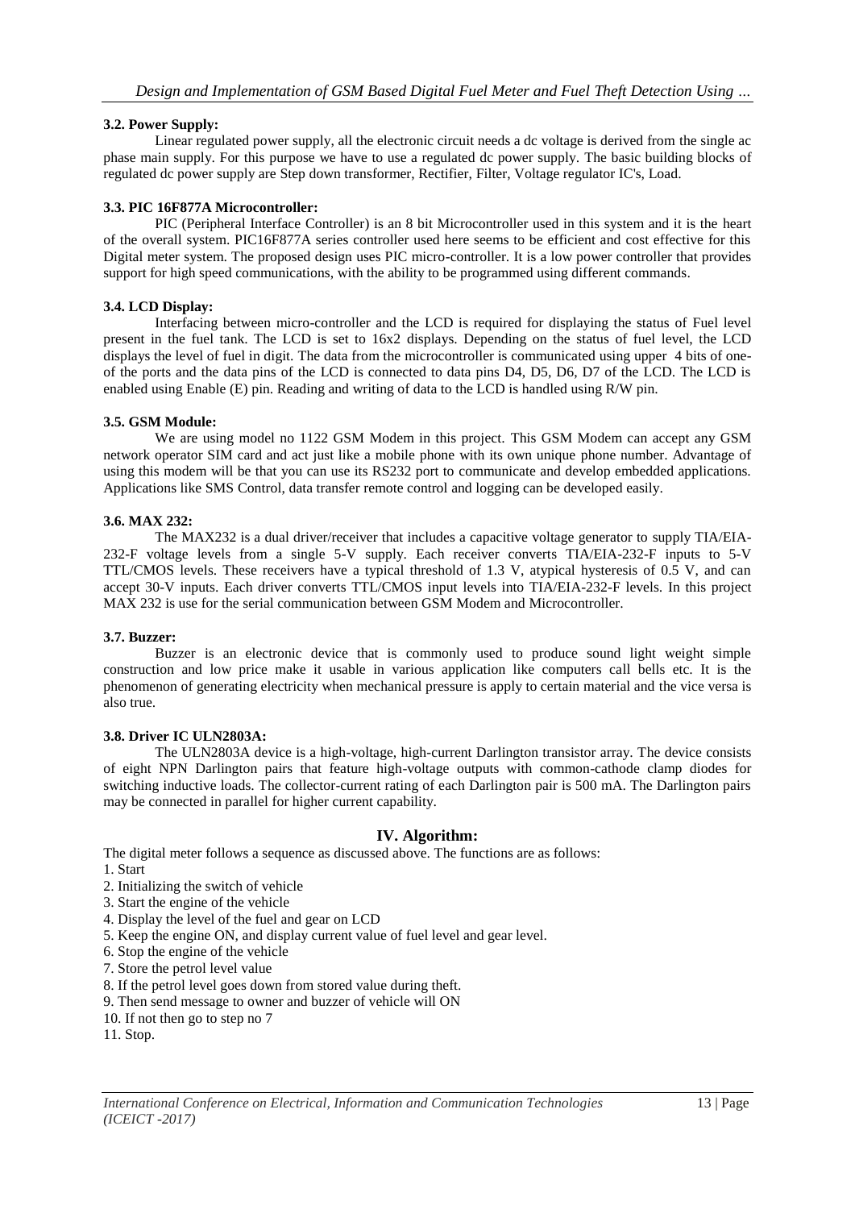### 3.2. Power Supply:

Linear regulated power supply, all the electronic circuit needs a dc voltage is derived from the single ac phase main supply. For this purpose we have to use a regulated dc power supply. The basic building blocks of regulated dc power supply are Step down transformer, Rectifier, Filter, Voltage regulator IC's, Load.

### 3.3. PIC 16F877A Microcontroller:

PIC (Peripheral Interface Controller) is an 8 bit Microcontroller used in this system and it is the heart of the overall system. PIC16F877A series controller used here seems to be efficient and cost effective for this Digital meter system. The proposed design uses PIC micro-controller. It is a low power controller that provides support for high speed communications, with the ability to be programmed using different commands.

### 3.4. LCD Display:

Interfacing between micro-controller and the LCD is required for displaying the status of Fuel level present in the fuel tank. The LCD is set to 16x2 displays. Depending on the status of fuel level, the LCD displays the level of fuel in digit. The data from the microcontroller is communicated using upper 4 bits of one-of the ports and the data pins of the LCD is connected to data pins D4, D5, D6, D7 of the LCD. The LCD is enabled using Enable (E) pin. Reading and writing of data to the LCD is handled using R/W pin.

### 3.5. GSM Module:

We are using model no 1122 GSM Modem in this project. This GSM Modem can accept any GSM network operator SIM card and act just like a mobile phone with its own unique phone number. Advantage of using this modem will be that you can use its RS232 port to communicate and develop embedded applications. Applications like SMS Control, data transfer remote control and logging can be developed easily.

### 3.6. MAX 232:

The MAX232 is a dual driver/receiver that includes a capacitive voltage generator to supply TIA/EIA-232-F voltage levels from a single 5-V supply. Each receiver converts TIA/EIA-232-F inputs to 5-V TTL/CMOS levels. These receivers have a typical threshold of 1.3 V, atypical hysteresis of 0.5 V, and can accept 30-V inputs. Each driver converts TTL/CMOS input levels into TIA/EIA-232-F levels. In this project MAX 232 is use for the serial communication between GSM Modem and Microcontroller.

### 3.7. Buzzer:

Buzzer is an electronic device that is commonly used to produce sound light weight simple construction and low price make it usable in various application like computers call bells etc. It is the phenomenon of generating electricity when mechanical pressure is apply to certain material and the vice versa is also true.

### 3.8. Driver IC ULN2803A:

The ULN2803A device is a high-voltage, high-current Darlington transistor array. The device consists of eight NPN Darlington pairs that feature high-voltage outputs with common-cathode clamp diodes for switching inductive loads. The collector-current rating of each Darlington pair is 500 mA. The Darlington pairs may be connected in parallel for higher current capability.

## IV. Algorithm:

The digital meter follows a sequence as discussed above. The functions are as follows:

1. Start
2. Initializing the switch of vehicle
3. Start the engine of the vehicle
4. Display the level of the fuel and gear on LCD
5. Keep the engine ON, and display current value of fuel level and gear level.
6. Stop the engine of the vehicle
7. Store the petrol level value
8. If the petrol level goes down from stored value during theft.
9. Then send message to owner and buzzer of vehicle will ON
10. If not then go to step no 7
11. Stop.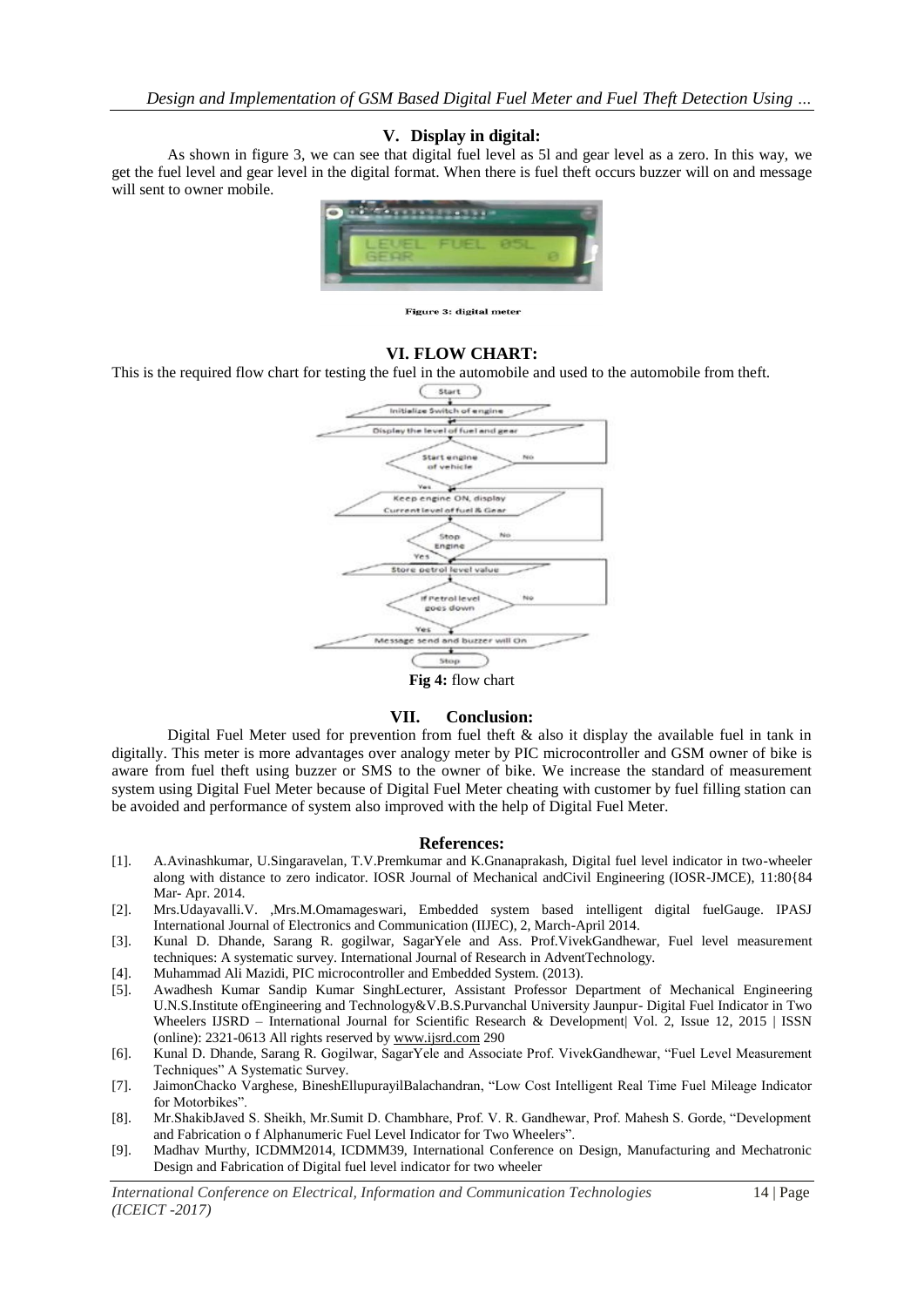## V. Display in digital:

As shown in figure 3, we can see that digital fuel level as 5l and gear level as a zero. In this way, we get the fuel level and gear level in the digital format. When there is fuel theft occurs buzzer will on and message will sent to owner mobile.

LEVEL FUEL 05L
GEAR 0

Figure 3: digital meter

## VI. FLOW CHART:

This is the required flow chart for testing the fuel in the automobile and used to the automobile from theft.

Start
Initialize Switch of engine
Display the level of fuel and gear
Start engine of vehicle
No
Yes
Keep engine ON, display Current level of fuel & Gear
Stop Engine
No
Yes
Store petrol level value
If Petrol level goes down
No
Yes
Message send and buzzer will On
Stop

**Fig 4:** flow chart

## VII. Conclusion:

Digital Fuel Meter used for prevention from fuel theft & also it display the available fuel in tank in digitally. This meter is more advantages over analogy meter by PIC microcontroller and GSM owner of bike is aware from fuel theft using buzzer or SMS to the owner of bike. We increase the standard of measurement system using Digital Fuel Meter because of Digital Fuel Meter cheating with customer by fuel filling station can be avoided and performance of system also improved with the help of Digital Fuel Meter.

## References:

[1]. A.Avinashkumar, U.Singaravelan, T.V.Premkumar and K.Gnanaprakash, Digital fuel level indicator in two-wheeler along with distance to zero indicator. IOSR Journal of Mechanical andCivil Engineering (IOSR-JMCE), 11:80{84 Mar- Apr. 2014.

[2]. Mrs.Udayavalli.V. ,Mrs.M.Omamageswari, Embedded system based intelligent digital fuelGauge. IPASJ International Journal of Electronics and Communication (IIJEC), 2, March-April 2014.

[3]. Kunal D. Dhande, Sarang R. gogilwar, SagarYele and Ass. Prof.VivekGandhewar, Fuel level measurement techniques: A systematic survey. International Journal of Research in AdventTechnology.

[4]. Muhammad Ali Mazidi, PIC microcontroller and Embedded System. (2013).

[5]. Awadhesh Kumar Sandip Kumar SinghLecturer, Assistant Professor Department of Mechanical Engineering U.N.S.Institute ofEngineering and Technology&V.B.S.Purvanchal University Jaunpur- Digital Fuel Indicator in Two Wheelers IJSRD – International Journal for Scientific Research & Development| Vol. 2, Issue 12, 2015 | ISSN (online): 2321-0613 All rights reserved by www.ijsrd.com 290

[6]. Kunal D. Dhande, Sarang R. Gogilwar, SagarYele and Associate Prof. VivekGandhewar, "Fuel Level Measurement Techniques" A Systematic Survey.

[7]. JaimonChacko Varghese, BineshEllupurayilBalachandran, "Low Cost Intelligent Real Time Fuel Mileage Indicator for Motorbikes".

[8]. Mr.ShakibJaved S. Sheikh, Mr.Sumit D. Chambhare, Prof. V. R. Gandhewar, Prof. Mahesh S. Gorde, "Development and Fabrication o f Alphanumeric Fuel Level Indicator for Two Wheelers".

[9]. Madhav Murthy, ICDMM2014, ICDMM39, International Conference on Design, Manufacturing and Mechatronic Design and Fabrication of Digital fuel level indicator for two wheeler